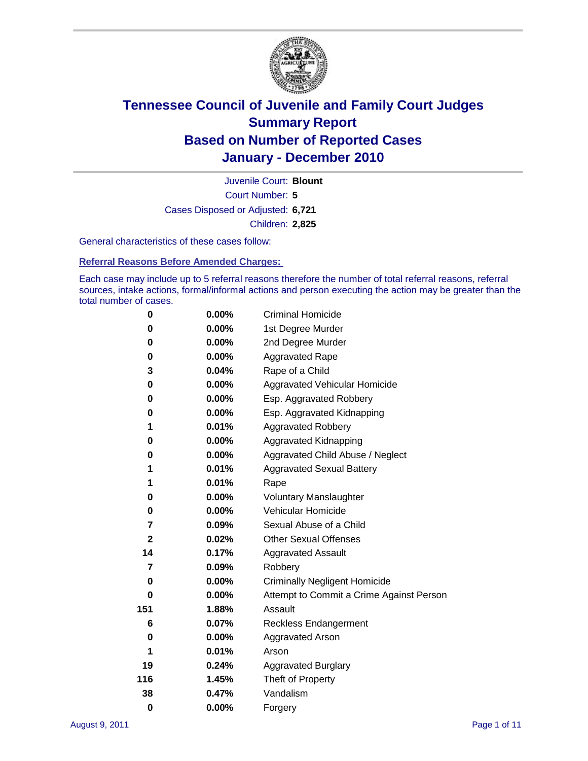# Tennessee Council of Juvenile and Family Court Judges
# Summary Report
# Based on Number of Reported Cases
# January - December 2010

Juvenile Court: **Blount**
Court Number: **5**
Cases Disposed or Adjusted: **6,721**
Children: **2,825**

General characteristics of these cases follow:

## Referral Reasons Before Amended Charges:

Each case may include up to 5 referral reasons therefore the number of total referral reasons, referral sources, intake actions, formal/informal actions and person executing the action may be greater than the total number of cases.

| Count | Percent | Referral Reason |
|---|---|---|
| 0 | 0.00% | Criminal Homicide |
| 0 | 0.00% | 1st Degree Murder |
| 0 | 0.00% | 2nd Degree Murder |
| 0 | 0.00% | Aggravated Rape |
| 3 | 0.04% | Rape of a Child |
| 0 | 0.00% | Aggravated Vehicular Homicide |
| 0 | 0.00% | Esp. Aggravated Robbery |
| 0 | 0.00% | Esp. Aggravated Kidnapping |
| 1 | 0.01% | Aggravated Robbery |
| 0 | 0.00% | Aggravated Kidnapping |
| 0 | 0.00% | Aggravated Child Abuse / Neglect |
| 1 | 0.01% | Aggravated Sexual Battery |
| 1 | 0.01% | Rape |
| 0 | 0.00% | Voluntary Manslaughter |
| 0 | 0.00% | Vehicular Homicide |
| 7 | 0.09% | Sexual Abuse of a Child |
| 2 | 0.02% | Other Sexual Offenses |
| 14 | 0.17% | Aggravated Assault |
| 7 | 0.09% | Robbery |
| 0 | 0.00% | Criminally Negligent Homicide |
| 0 | 0.00% | Attempt to Commit a Crime Against Person |
| 151 | 1.88% | Assault |
| 6 | 0.07% | Reckless Endangerment |
| 0 | 0.00% | Aggravated Arson |
| 1 | 0.01% | Arson |
| 19 | 0.24% | Aggravated Burglary |
| 116 | 1.45% | Theft of Property |
| 38 | 0.47% | Vandalism |
| 0 | 0.00% | Forgery |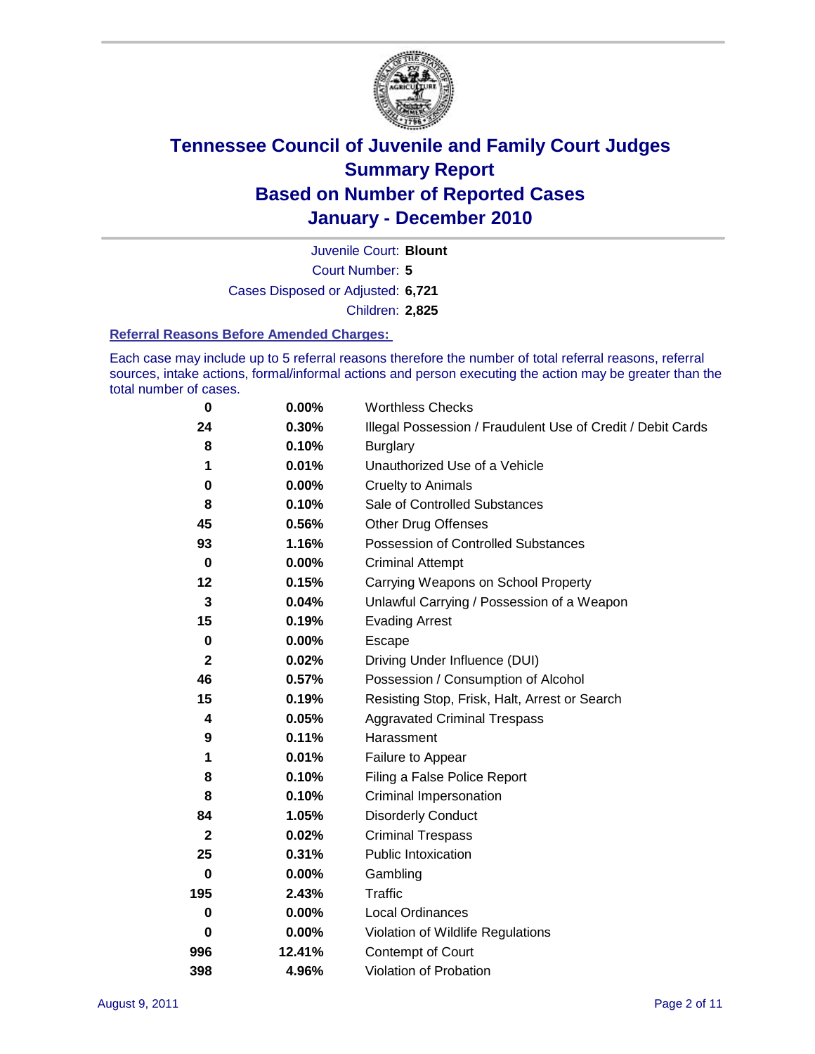# Tennessee Council of Juvenile and Family Court Judges
## Summary Report
## Based on Number of Reported Cases
## January - December 2010

Juvenile Court: **Blount**
Court Number: **5**
Cases Disposed or Adjusted: **6,721**
Children: **2,825**

### Referral Reasons Before Amended Charges:

Each case may include up to 5 referral reasons therefore the number of total referral reasons, referral sources, intake actions, formal/informal actions and person executing the action may be greater than the total number of cases.

| Count | Percent | Referral Reason |
|---|---|---|
| 0 | 0.00% | Worthless Checks |
| 24 | 0.30% | Illegal Possession / Fraudulent Use of Credit / Debit Cards |
| 8 | 0.10% | Burglary |
| 1 | 0.01% | Unauthorized Use of a Vehicle |
| 0 | 0.00% | Cruelty to Animals |
| 8 | 0.10% | Sale of Controlled Substances |
| 45 | 0.56% | Other Drug Offenses |
| 93 | 1.16% | Possession of Controlled Substances |
| 0 | 0.00% | Criminal Attempt |
| 12 | 0.15% | Carrying Weapons on School Property |
| 3 | 0.04% | Unlawful Carrying / Possession of a Weapon |
| 15 | 0.19% | Evading Arrest |
| 0 | 0.00% | Escape |
| 2 | 0.02% | Driving Under Influence (DUI) |
| 46 | 0.57% | Possession / Consumption of Alcohol |
| 15 | 0.19% | Resisting Stop, Frisk, Halt, Arrest or Search |
| 4 | 0.05% | Aggravated Criminal Trespass |
| 9 | 0.11% | Harassment |
| 1 | 0.01% | Failure to Appear |
| 8 | 0.10% | Filing a False Police Report |
| 8 | 0.10% | Criminal Impersonation |
| 84 | 1.05% | Disorderly Conduct |
| 2 | 0.02% | Criminal Trespass |
| 25 | 0.31% | Public Intoxication |
| 0 | 0.00% | Gambling |
| 195 | 2.43% | Traffic |
| 0 | 0.00% | Local Ordinances |
| 0 | 0.00% | Violation of Wildlife Regulations |
| 996 | 12.41% | Contempt of Court |
| 398 | 4.96% | Violation of Probation |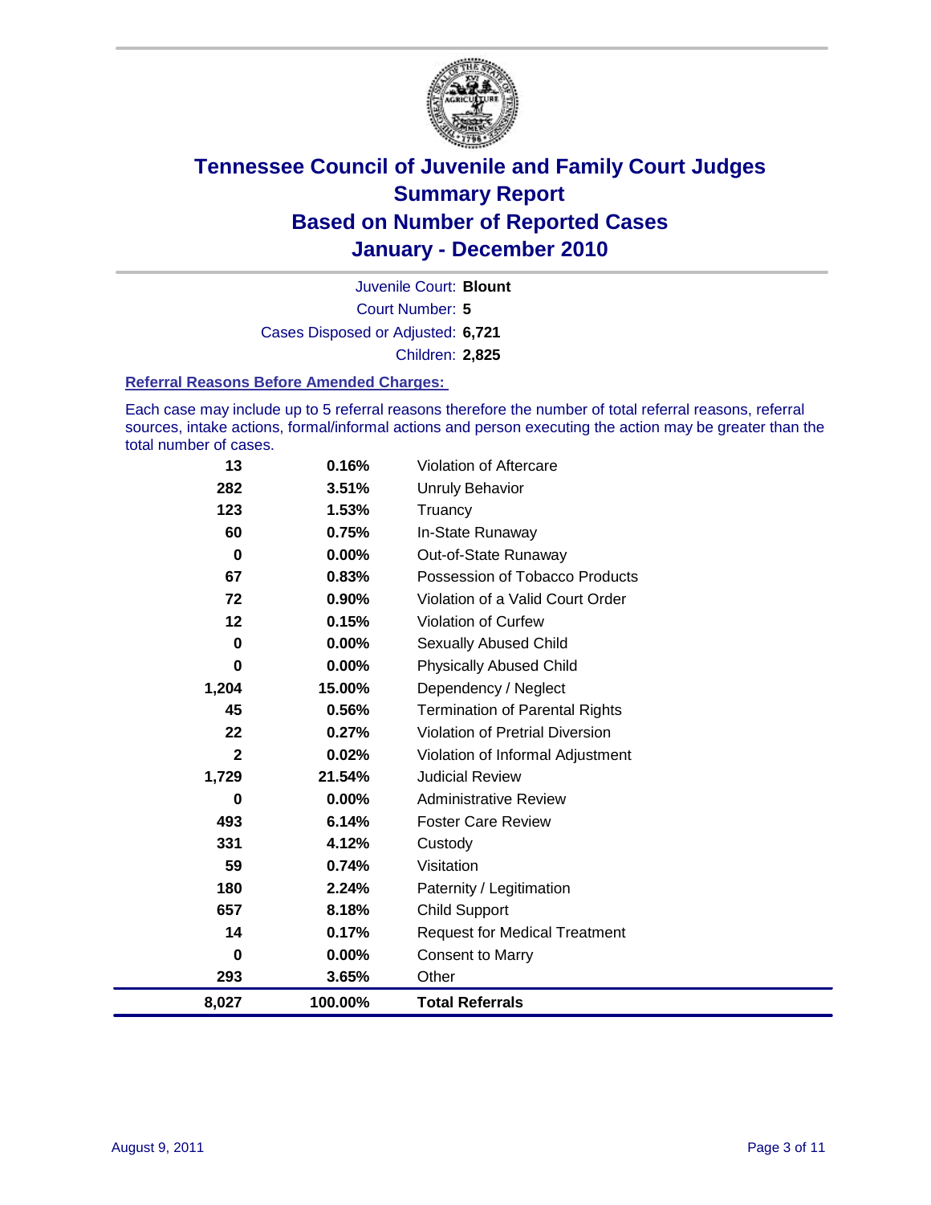# Tennessee Council of Juvenile and Family Court Judges
## Summary Report
## Based on Number of Reported Cases
## January - December 2010

Juvenile Court: **Blount**
Court Number: **5**
Cases Disposed or Adjusted: **6,721**
Children: **2,825**

### Referral Reasons Before Amended Charges:

Each case may include up to 5 referral reasons therefore the number of total referral reasons, referral sources, intake actions, formal/informal actions and person executing the action may be greater than the total number of cases.

| Count | Percent | Referral Reason |
|---:|---:|---|
| 13 | 0.16% | Violation of Aftercare |
| 282 | 3.51% | Unruly Behavior |
| 123 | 1.53% | Truancy |
| 60 | 0.75% | In-State Runaway |
| 0 | 0.00% | Out-of-State Runaway |
| 67 | 0.83% | Possession of Tobacco Products |
| 72 | 0.90% | Violation of a Valid Court Order |
| 12 | 0.15% | Violation of Curfew |
| 0 | 0.00% | Sexually Abused Child |
| 0 | 0.00% | Physically Abused Child |
| 1,204 | 15.00% | Dependency / Neglect |
| 45 | 0.56% | Termination of Parental Rights |
| 22 | 0.27% | Violation of Pretrial Diversion |
| 2 | 0.02% | Violation of Informal Adjustment |
| 1,729 | 21.54% | Judicial Review |
| 0 | 0.00% | Administrative Review |
| 493 | 6.14% | Foster Care Review |
| 331 | 4.12% | Custody |
| 59 | 0.74% | Visitation |
| 180 | 2.24% | Paternity / Legitimation |
| 657 | 8.18% | Child Support |
| 14 | 0.17% | Request for Medical Treatment |
| 0 | 0.00% | Consent to Marry |
| 293 | 3.65% | Other |
| **8,027** | **100.00%** | **Total Referrals** |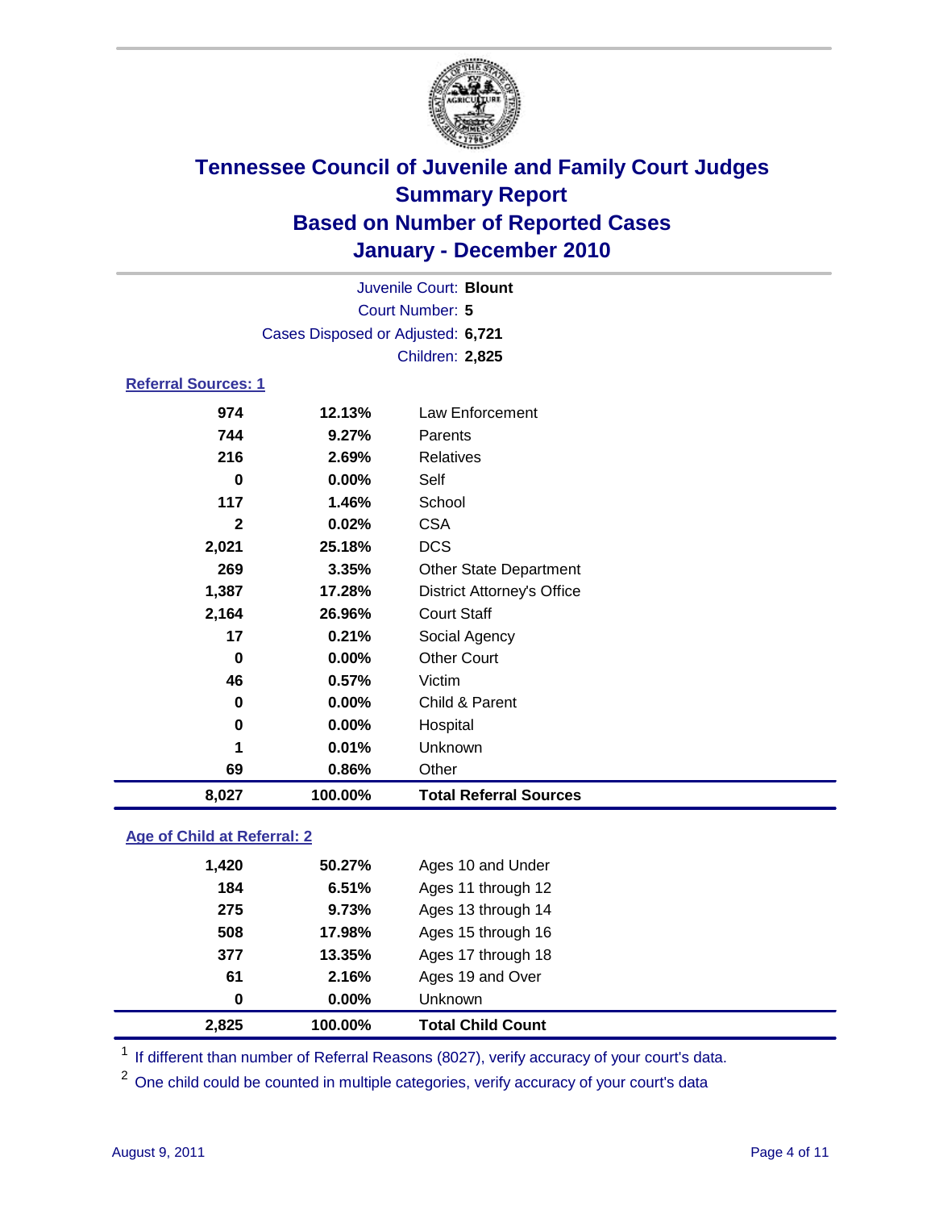# Tennessee Council of Juvenile and Family Court Judges
## Summary Report
## Based on Number of Reported Cases
## January - December 2010

Juvenile Court: **Blount**
Court Number: **5**
Cases Disposed or Adjusted: **6,721**
Children: **2,825**

### Referral Sources: 1

| | | |
|---|---|---|
| 974 | 12.13% | Law Enforcement |
| 744 | 9.27% | Parents |
| 216 | 2.69% | Relatives |
| 0 | 0.00% | Self |
| 117 | 1.46% | School |
| 2 | 0.02% | CSA |
| 2,021 | 25.18% | DCS |
| 269 | 3.35% | Other State Department |
| 1,387 | 17.28% | District Attorney's Office |
| 2,164 | 26.96% | Court Staff |
| 17 | 0.21% | Social Agency |
| 0 | 0.00% | Other Court |
| 46 | 0.57% | Victim |
| 0 | 0.00% | Child & Parent |
| 0 | 0.00% | Hospital |
| 1 | 0.01% | Unknown |
| 69 | 0.86% | Other |
| **8,027** | **100.00%** | **Total Referral Sources** |

### Age of Child at Referral: 2

| | | |
|---|---|---|
| 1,420 | 50.27% | Ages 10 and Under |
| 184 | 6.51% | Ages 11 through 12 |
| 275 | 9.73% | Ages 13 through 14 |
| 508 | 17.98% | Ages 15 through 16 |
| 377 | 13.35% | Ages 17 through 18 |
| 61 | 2.16% | Ages 19 and Over |
| 0 | 0.00% | Unknown |
| **2,825** | **100.00%** | **Total Child Count** |

[1] If different than number of Referral Reasons (8027), verify accuracy of your court's data.

[2] One child could be counted in multiple categories, verify accuracy of your court's data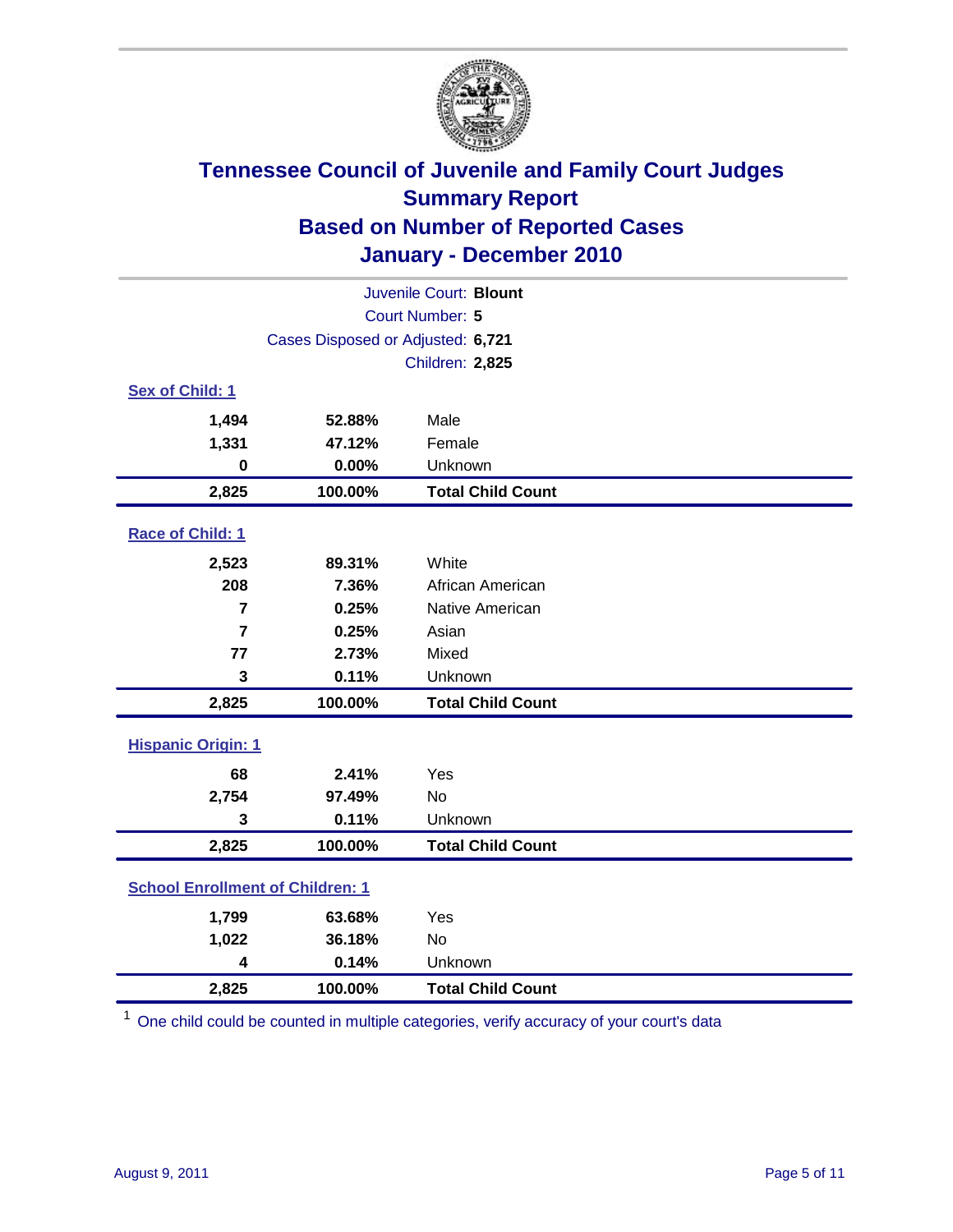# Tennessee Council of Juvenile and Family Court Judges
## Summary Report
## Based on Number of Reported Cases
## January - December 2010

Juvenile Court: **Blount**

Court Number: **5**

Cases Disposed or Adjusted: **6,721**

Children: **2,825**

### Sex of Child: 1

| | | |
|---|---|---|
| **1,494** | **52.88%** | Male |
| **1,331** | **47.12%** | Female |
| **0** | **0.00%** | Unknown |
| **2,825** | **100.00%** | **Total Child Count** |

### Race of Child: 1

| | | |
|---|---|---|
| **2,523** | **89.31%** | White |
| **208** | **7.36%** | African American |
| **7** | **0.25%** | Native American |
| **7** | **0.25%** | Asian |
| **77** | **2.73%** | Mixed |
| **3** | **0.11%** | Unknown |
| **2,825** | **100.00%** | **Total Child Count** |

### Hispanic Origin: 1

| | | |
|---|---|---|
| **68** | **2.41%** | Yes |
| **2,754** | **97.49%** | No |
| **3** | **0.11%** | Unknown |
| **2,825** | **100.00%** | **Total Child Count** |

### School Enrollment of Children: 1

| | | |
|---|---|---|
| **1,799** | **63.68%** | Yes |
| **1,022** | **36.18%** | No |
| **4** | **0.14%** | Unknown |
| **2,825** | **100.00%** | **Total Child Count** |

[1] One child could be counted in multiple categories, verify accuracy of your court's data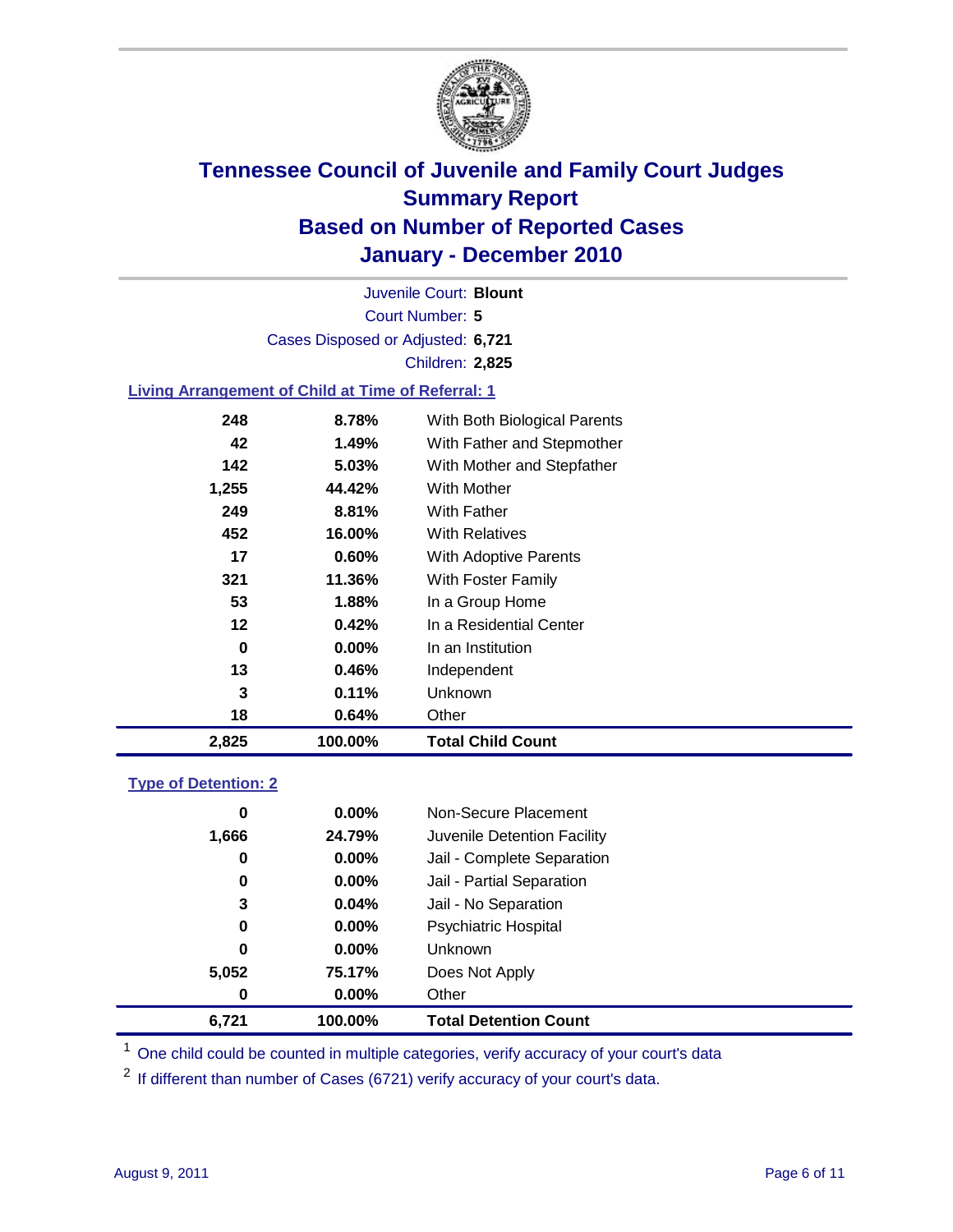# Tennessee Council of Juvenile and Family Court Judges
## Summary Report
## Based on Number of Reported Cases
## January - December 2010

Juvenile Court: **Blount**
Court Number: **5**
Cases Disposed or Adjusted: **6,721**
Children: **2,825**

### Living Arrangement of Child at Time of Referral: 1

| | | |
|---|---|---|
| 248 | 8.78% | With Both Biological Parents |
| 42 | 1.49% | With Father and Stepmother |
| 142 | 5.03% | With Mother and Stepfather |
| 1,255 | 44.42% | With Mother |
| 249 | 8.81% | With Father |
| 452 | 16.00% | With Relatives |
| 17 | 0.60% | With Adoptive Parents |
| 321 | 11.36% | With Foster Family |
| 53 | 1.88% | In a Group Home |
| 12 | 0.42% | In a Residential Center |
| 0 | 0.00% | In an Institution |
| 13 | 0.46% | Independent |
| 3 | 0.11% | Unknown |
| 18 | 0.64% | Other |
| **2,825** | **100.00%** | **Total Child Count** |

### Type of Detention: 2

| | | |
|---|---|---|
| 0 | 0.00% | Non-Secure Placement |
| 1,666 | 24.79% | Juvenile Detention Facility |
| 0 | 0.00% | Jail - Complete Separation |
| 0 | 0.00% | Jail - Partial Separation |
| 3 | 0.04% | Jail - No Separation |
| 0 | 0.00% | Psychiatric Hospital |
| 0 | 0.00% | Unknown |
| 5,052 | 75.17% | Does Not Apply |
| 0 | 0.00% | Other |
| **6,721** | **100.00%** | **Total Detention Count** |

[1] One child could be counted in multiple categories, verify accuracy of your court's data

[2] If different than number of Cases (6721) verify accuracy of your court's data.

August 9, 2011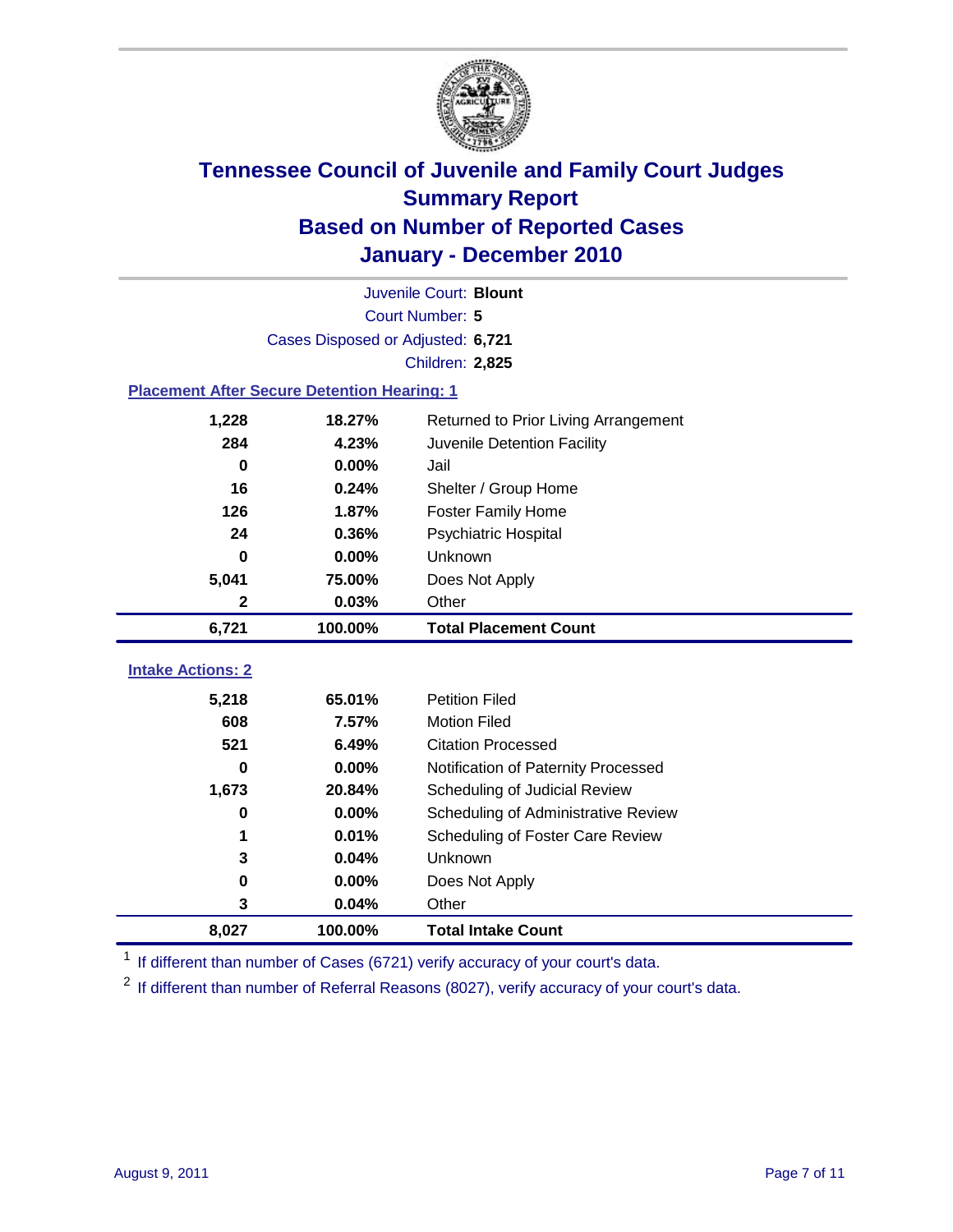# Tennessee Council of Juvenile and Family Court Judges
## Summary Report
## Based on Number of Reported Cases
## January - December 2010

Juvenile Court: **Blount**

Court Number: **5**

Cases Disposed or Adjusted: **6,721**

Children: **2,825**

### Placement After Secure Detention Hearing: 1

| Count | Percent | Placement |
|---|---|---|
| 1,228 | 18.27% | Returned to Prior Living Arrangement |
| 284 | 4.23% | Juvenile Detention Facility |
| 0 | 0.00% | Jail |
| 16 | 0.24% | Shelter / Group Home |
| 126 | 1.87% | Foster Family Home |
| 24 | 0.36% | Psychiatric Hospital |
| 0 | 0.00% | Unknown |
| 5,041 | 75.00% | Does Not Apply |
| 2 | 0.03% | Other |
| **6,721** | **100.00%** | **Total Placement Count** |

### Intake Actions: 2

| Count | Percent | Intake Action |
|---|---|---|
| 5,218 | 65.01% | Petition Filed |
| 608 | 7.57% | Motion Filed |
| 521 | 6.49% | Citation Processed |
| 0 | 0.00% | Notification of Paternity Processed |
| 1,673 | 20.84% | Scheduling of Judicial Review |
| 0 | 0.00% | Scheduling of Administrative Review |
| 1 | 0.01% | Scheduling of Foster Care Review |
| 3 | 0.04% | Unknown |
| 0 | 0.00% | Does Not Apply |
| 3 | 0.04% | Other |
| **8,027** | **100.00%** | **Total Intake Count** |

[1] If different than number of Cases (6721) verify accuracy of your court's data.

[2] If different than number of Referral Reasons (8027), verify accuracy of your court's data.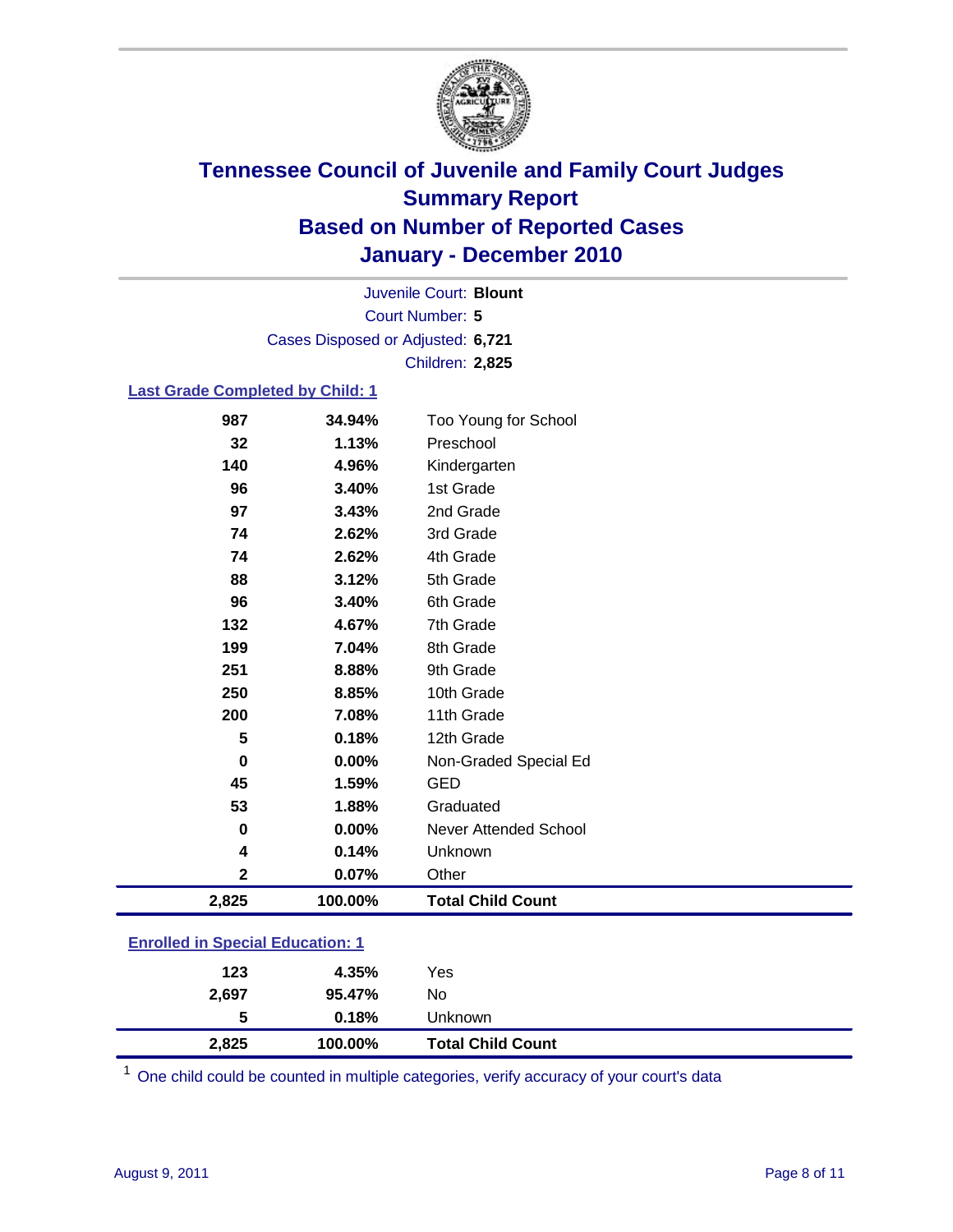# Tennessee Council of Juvenile and Family Court Judges
## Summary Report
## Based on Number of Reported Cases
## January - December 2010

Juvenile Court: **Blount**
Court Number: **5**
Cases Disposed or Adjusted: **6,721**
Children: **2,825**

### Last Grade Completed by Child: 1

| Count | Percent | Category |
|---|---|---|
| 987 | 34.94% | Too Young for School |
| 32 | 1.13% | Preschool |
| 140 | 4.96% | Kindergarten |
| 96 | 3.40% | 1st Grade |
| 97 | 3.43% | 2nd Grade |
| 74 | 2.62% | 3rd Grade |
| 74 | 2.62% | 4th Grade |
| 88 | 3.12% | 5th Grade |
| 96 | 3.40% | 6th Grade |
| 132 | 4.67% | 7th Grade |
| 199 | 7.04% | 8th Grade |
| 251 | 8.88% | 9th Grade |
| 250 | 8.85% | 10th Grade |
| 200 | 7.08% | 11th Grade |
| 5 | 0.18% | 12th Grade |
| 0 | 0.00% | Non-Graded Special Ed |
| 45 | 1.59% | GED |
| 53 | 1.88% | Graduated |
| 0 | 0.00% | Never Attended School |
| 4 | 0.14% | Unknown |
| 2 | 0.07% | Other |
| **2,825** | **100.00%** | **Total Child Count** |

### Enrolled in Special Education: 1

| Count | Percent | Category |
|---|---|---|
| 123 | 4.35% | Yes |
| 2,697 | 95.47% | No |
| 5 | 0.18% | Unknown |
| **2,825** | **100.00%** | **Total Child Count** |

[1] One child could be counted in multiple categories, verify accuracy of your court's data

August 9, 2011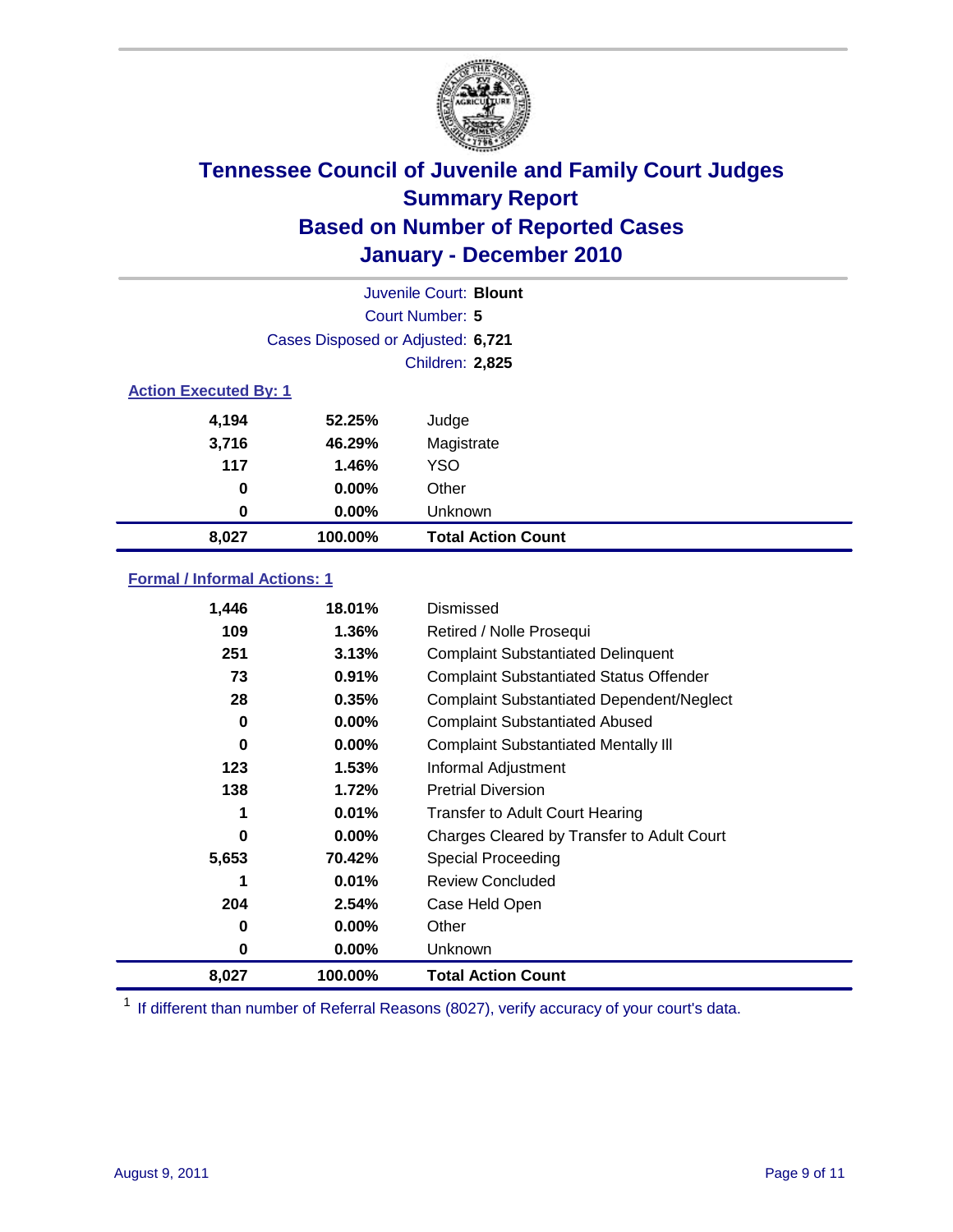# Tennessee Council of Juvenile and Family Court Judges
## Summary Report
## Based on Number of Reported Cases
## January - December 2010

Juvenile Court: **Blount**
Court Number: **5**
Cases Disposed or Adjusted: **6,721**
Children: **2,825**

### Action Executed By: 1

| | | |
|---|---|---|
| 4,194 | 52.25% | Judge |
| 3,716 | 46.29% | Magistrate |
| 117 | 1.46% | YSO |
| 0 | 0.00% | Other |
| 0 | 0.00% | Unknown |
| **8,027** | **100.00%** | **Total Action Count** |

### Formal / Informal Actions: 1

| | | |
|---|---|---|
| 1,446 | 18.01% | Dismissed |
| 109 | 1.36% | Retired / Nolle Prosequi |
| 251 | 3.13% | Complaint Substantiated Delinquent |
| 73 | 0.91% | Complaint Substantiated Status Offender |
| 28 | 0.35% | Complaint Substantiated Dependent/Neglect |
| 0 | 0.00% | Complaint Substantiated Abused |
| 0 | 0.00% | Complaint Substantiated Mentally Ill |
| 123 | 1.53% | Informal Adjustment |
| 138 | 1.72% | Pretrial Diversion |
| 1 | 0.01% | Transfer to Adult Court Hearing |
| 0 | 0.00% | Charges Cleared by Transfer to Adult Court |
| 5,653 | 70.42% | Special Proceeding |
| 1 | 0.01% | Review Concluded |
| 204 | 2.54% | Case Held Open |
| 0 | 0.00% | Other |
| 0 | 0.00% | Unknown |
| **8,027** | **100.00%** | **Total Action Count** |

[1] If different than number of Referral Reasons (8027), verify accuracy of your court's data.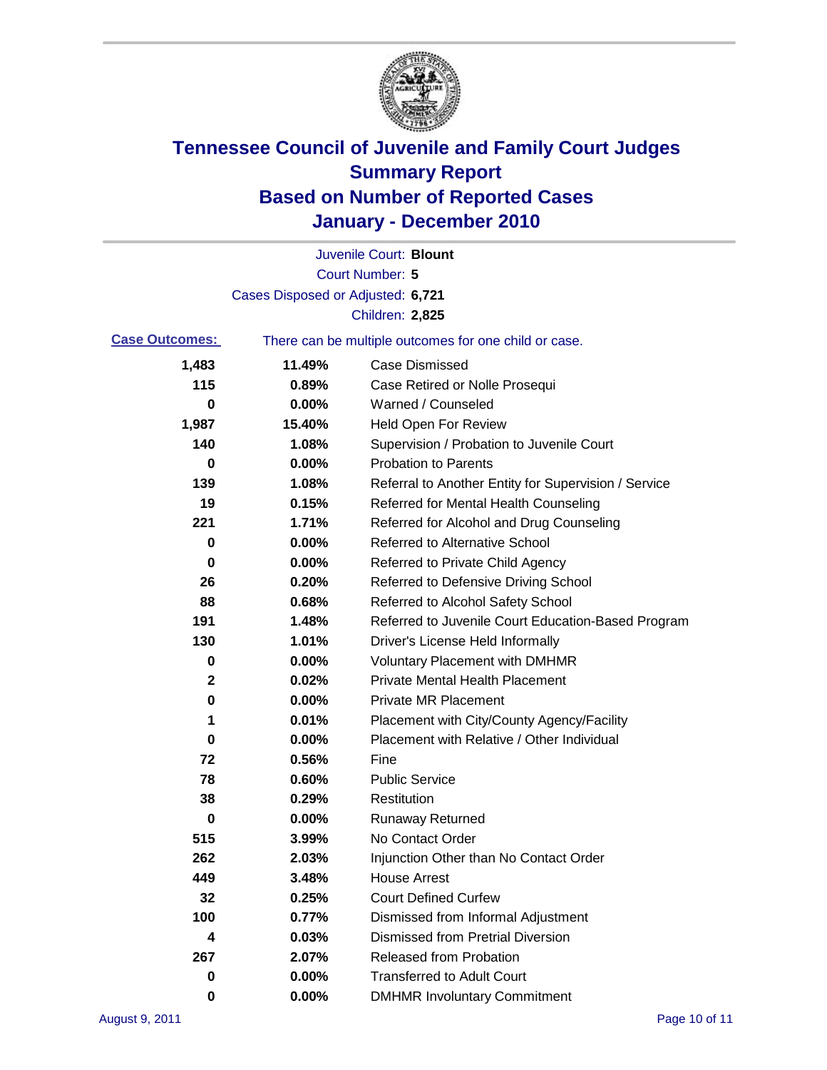# Tennessee Council of Juvenile and Family Court Judges
## Summary Report
## Based on Number of Reported Cases
## January - December 2010

Juvenile Court: **Blount**

Court Number: **5**

Cases Disposed or Adjusted: **6,721**

Children: **2,825**

**Case Outcomes:** There can be multiple outcomes for one child or case.

| | | |
|---|---|---|
| 1,483 | 11.49% | Case Dismissed |
| 115 | 0.89% | Case Retired or Nolle Prosequi |
| 0 | 0.00% | Warned / Counseled |
| 1,987 | 15.40% | Held Open For Review |
| 140 | 1.08% | Supervision / Probation to Juvenile Court |
| 0 | 0.00% | Probation to Parents |
| 139 | 1.08% | Referral to Another Entity for Supervision / Service |
| 19 | 0.15% | Referred for Mental Health Counseling |
| 221 | 1.71% | Referred for Alcohol and Drug Counseling |
| 0 | 0.00% | Referred to Alternative School |
| 0 | 0.00% | Referred to Private Child Agency |
| 26 | 0.20% | Referred to Defensive Driving School |
| 88 | 0.68% | Referred to Alcohol Safety School |
| 191 | 1.48% | Referred to Juvenile Court Education-Based Program |
| 130 | 1.01% | Driver's License Held Informally |
| 0 | 0.00% | Voluntary Placement with DMHMR |
| 2 | 0.02% | Private Mental Health Placement |
| 0 | 0.00% | Private MR Placement |
| 1 | 0.01% | Placement with City/County Agency/Facility |
| 0 | 0.00% | Placement with Relative / Other Individual |
| 72 | 0.56% | Fine |
| 78 | 0.60% | Public Service |
| 38 | 0.29% | Restitution |
| 0 | 0.00% | Runaway Returned |
| 515 | 3.99% | No Contact Order |
| 262 | 2.03% | Injunction Other than No Contact Order |
| 449 | 3.48% | House Arrest |
| 32 | 0.25% | Court Defined Curfew |
| 100 | 0.77% | Dismissed from Informal Adjustment |
| 4 | 0.03% | Dismissed from Pretrial Diversion |
| 267 | 2.07% | Released from Probation |
| 0 | 0.00% | Transferred to Adult Court |
| 0 | 0.00% | DMHMR Involuntary Commitment |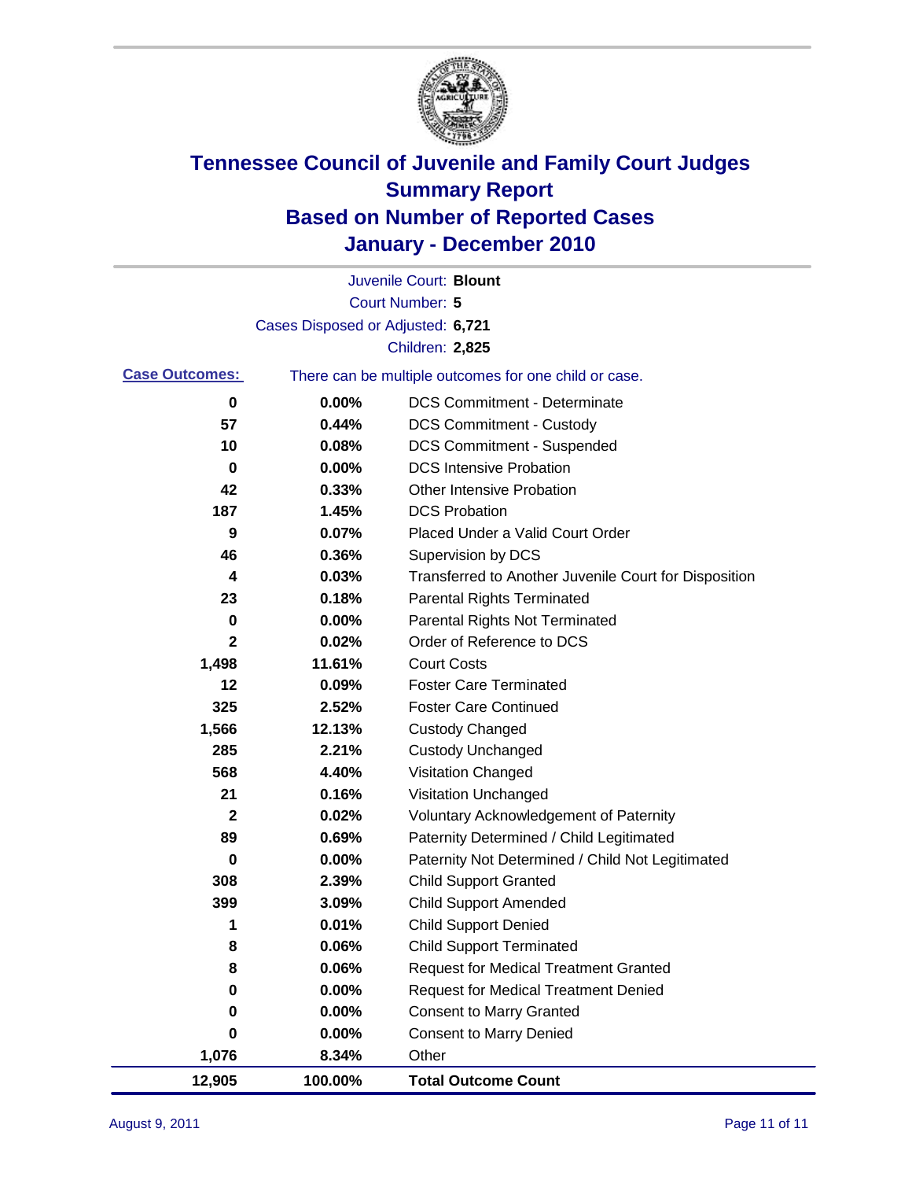# Tennessee Council of Juvenile and Family Court Judges
## Summary Report
## Based on Number of Reported Cases
## January - December 2010

Juvenile Court: **Blount**
Court Number: **5**
Cases Disposed or Adjusted: **6,721**
Children: **2,825**

**Case Outcomes:** There can be multiple outcomes for one child or case.

| | | |
|---|---|---|
| 0 | 0.00% | DCS Commitment - Determinate |
| 57 | 0.44% | DCS Commitment - Custody |
| 10 | 0.08% | DCS Commitment - Suspended |
| 0 | 0.00% | DCS Intensive Probation |
| 42 | 0.33% | Other Intensive Probation |
| 187 | 1.45% | DCS Probation |
| 9 | 0.07% | Placed Under a Valid Court Order |
| 46 | 0.36% | Supervision by DCS |
| 4 | 0.03% | Transferred to Another Juvenile Court for Disposition |
| 23 | 0.18% | Parental Rights Terminated |
| 0 | 0.00% | Parental Rights Not Terminated |
| 2 | 0.02% | Order of Reference to DCS |
| 1,498 | 11.61% | Court Costs |
| 12 | 0.09% | Foster Care Terminated |
| 325 | 2.52% | Foster Care Continued |
| 1,566 | 12.13% | Custody Changed |
| 285 | 2.21% | Custody Unchanged |
| 568 | 4.40% | Visitation Changed |
| 21 | 0.16% | Visitation Unchanged |
| 2 | 0.02% | Voluntary Acknowledgement of Paternity |
| 89 | 0.69% | Paternity Determined / Child Legitimated |
| 0 | 0.00% | Paternity Not Determined / Child Not Legitimated |
| 308 | 2.39% | Child Support Granted |
| 399 | 3.09% | Child Support Amended |
| 1 | 0.01% | Child Support Denied |
| 8 | 0.06% | Child Support Terminated |
| 8 | 0.06% | Request for Medical Treatment Granted |
| 0 | 0.00% | Request for Medical Treatment Denied |
| 0 | 0.00% | Consent to Marry Granted |
| 0 | 0.00% | Consent to Marry Denied |
| 1,076 | 8.34% | Other |
| **12,905** | **100.00%** | **Total Outcome Count** |